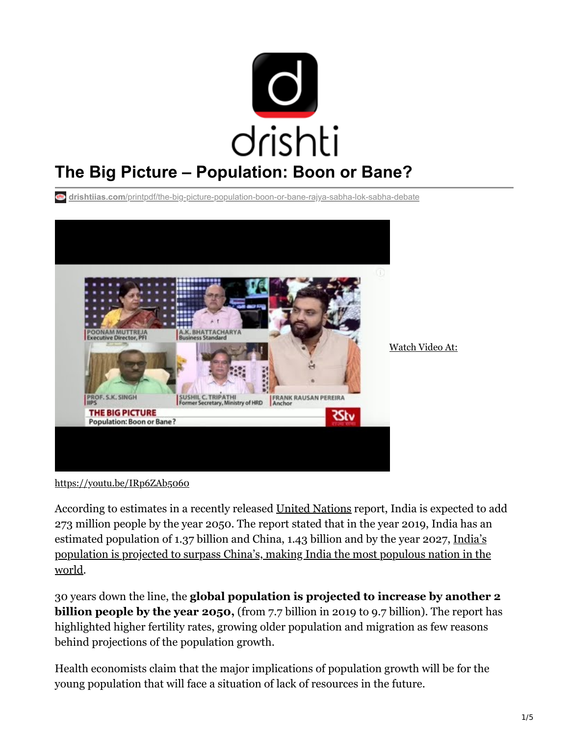# The Big Picture – Population: Boon or Bane?

drishtiias.com/printpdf/the-big-picture-population-boon-or-bane-rajya-sabha-lok-sabha-debate

Watch Video At:

https://youtu.be/IRp6ZAb5060

According to estimates in a recently released United Nations report, India is expected to add 273 million people by the year 2050. The report stated that in the year 2019, India has an estimated population of 1.37 billion and China, 1.43 billion and by the year 2027, India's population is projected to surpass China's, making India the most populous nation in the world.

30 years down the line, the **global population is projected to increase by another 2 billion people by the year 2050,** (from 7.7 billion in 2019 to 9.7 billion). The report has highlighted higher fertility rates, growing older population and migration as few reasons behind projections of the population growth.

Health economists claim that the major implications of population growth will be for the young population that will face a situation of lack of resources in the future.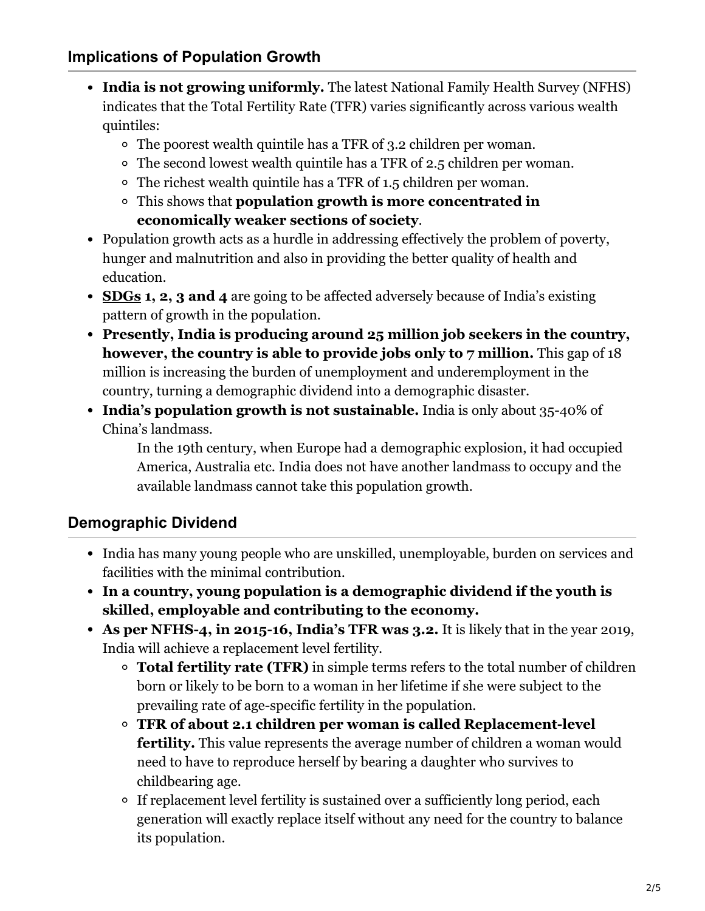## Implications of Population Growth

- **India is not growing uniformly.** The latest National Family Health Survey (NFHS) indicates that the Total Fertility Rate (TFR) varies significantly across various wealth quintiles:
  - The poorest wealth quintile has a TFR of 3.2 children per woman.
  - The second lowest wealth quintile has a TFR of 2.5 children per woman.
  - The richest wealth quintile has a TFR of 1.5 children per woman.
  - This shows that **population growth is more concentrated in economically weaker sections of society**.
- Population growth acts as a hurdle in addressing effectively the problem of poverty, hunger and malnutrition and also in providing the better quality of health and education.
- **SDGs 1, 2, 3 and 4** are going to be affected adversely because of India's existing pattern of growth in the population.
- **Presently, India is producing around 25 million job seekers in the country, however, the country is able to provide jobs only to 7 million.** This gap of 18 million is increasing the burden of unemployment and underemployment in the country, turning a demographic dividend into a demographic disaster.
- **India's population growth is not sustainable.** India is only about 35-40% of China's landmass.

  In the 19th century, when Europe had a demographic explosion, it had occupied America, Australia etc. India does not have another landmass to occupy and the available landmass cannot take this population growth.

## Demographic Dividend

- India has many young people who are unskilled, unemployable, burden on services and facilities with the minimal contribution.
- **In a country, young population is a demographic dividend if the youth is skilled, employable and contributing to the economy.**
- **As per NFHS-4, in 2015-16, India's TFR was 3.2.** It is likely that in the year 2019, India will achieve a replacement level fertility.
  - **Total fertility rate (TFR)** in simple terms refers to the total number of children born or likely to be born to a woman in her lifetime if she were subject to the prevailing rate of age-specific fertility in the population.
  - **TFR of about 2.1 children per woman is called Replacement-level fertility.** This value represents the average number of children a woman would need to have to reproduce herself by bearing a daughter who survives to childbearing age.
  - If replacement level fertility is sustained over a sufficiently long period, each generation will exactly replace itself without any need for the country to balance its population.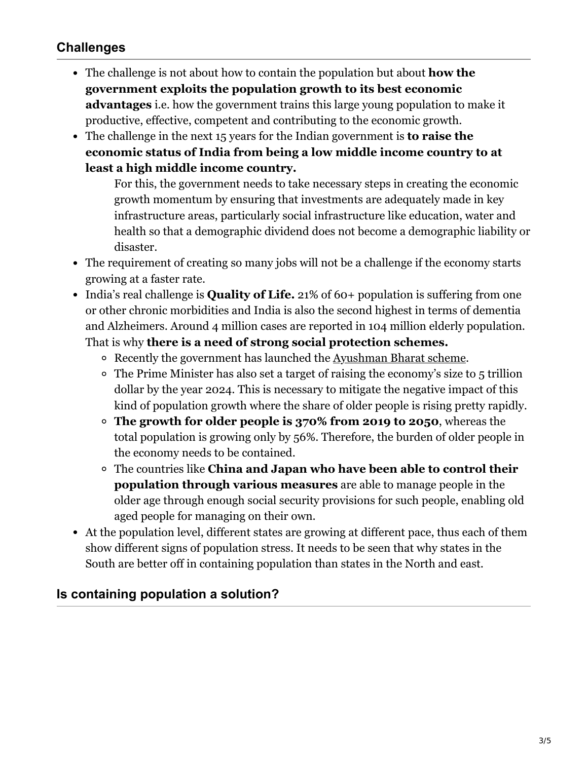## Challenges

- The challenge is not about how to contain the population but about **how the government exploits the population growth to its best economic advantages** i.e. how the government trains this large young population to make it productive, effective, competent and contributing to the economic growth.
- The challenge in the next 15 years for the Indian government is **to raise the economic status of India from being a low middle income country to at least a high middle income country.**

  For this, the government needs to take necessary steps in creating the economic growth momentum by ensuring that investments are adequately made in key infrastructure areas, particularly social infrastructure like education, water and health so that a demographic dividend does not become a demographic liability or disaster.
- The requirement of creating so many jobs will not be a challenge if the economy starts growing at a faster rate.
- India's real challenge is **Quality of Life.** 21% of 60+ population is suffering from one or other chronic morbidities and India is also the second highest in terms of dementia and Alzheimers. Around 4 million cases are reported in 104 million elderly population. That is why **there is a need of strong social protection schemes.**
  - Recently the government has launched the Ayushman Bharat scheme.
  - The Prime Minister has also set a target of raising the economy's size to 5 trillion dollar by the year 2024. This is necessary to mitigate the negative impact of this kind of population growth where the share of older people is rising pretty rapidly.
  - **The growth for older people is 370% from 2019 to 2050**, whereas the total population is growing only by 56%. Therefore, the burden of older people in the economy needs to be contained.
  - The countries like **China and Japan who have been able to control their population through various measures** are able to manage people in the older age through enough social security provisions for such people, enabling old aged people for managing on their own.
- At the population level, different states are growing at different pace, thus each of them show different signs of population stress. It needs to be seen that why states in the South are better off in containing population than states in the North and east.

## Is containing population a solution?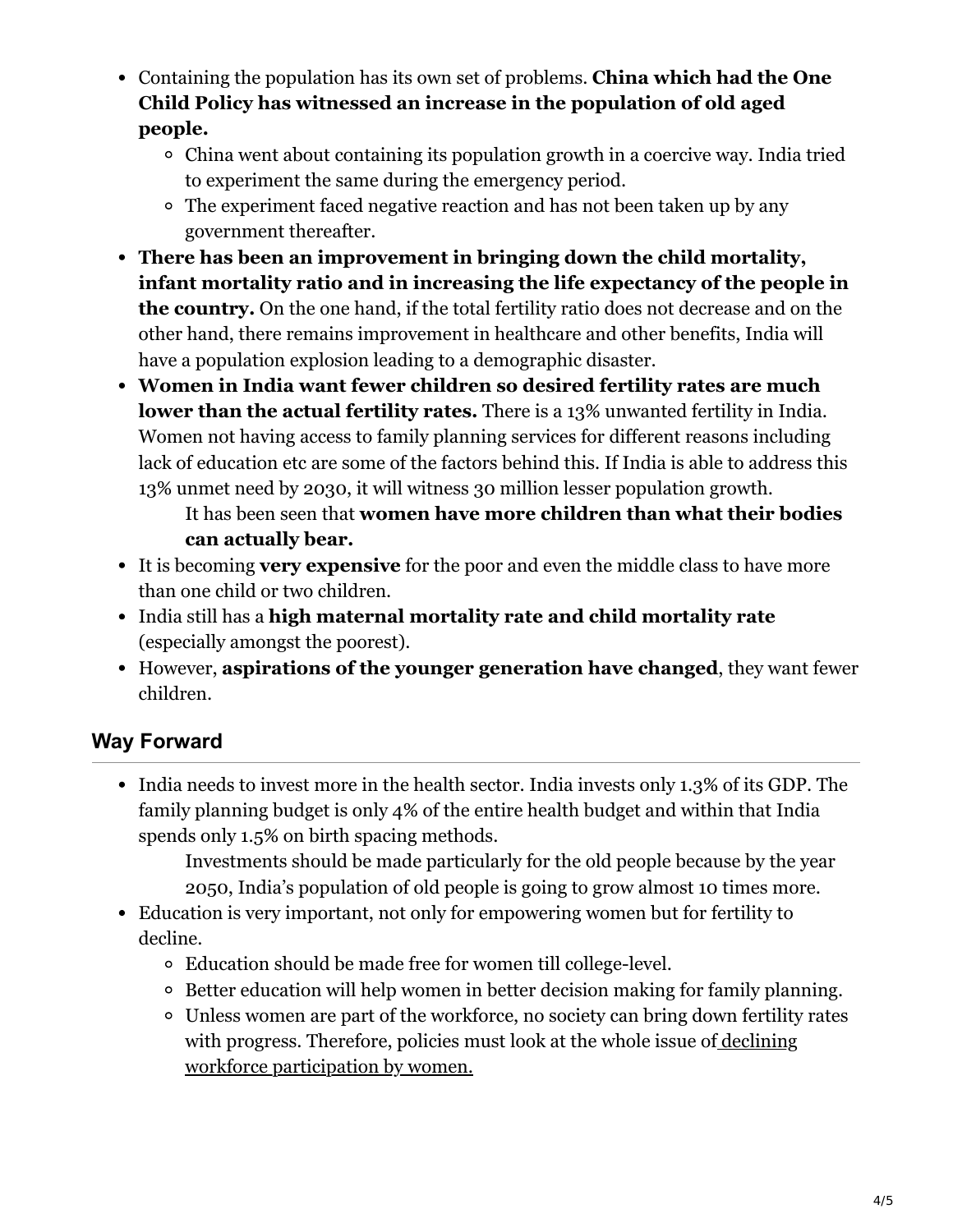- Containing the population has its own set of problems. **China which had the One Child Policy has witnessed an increase in the population of old aged people.**
    - China went about containing its population growth in a coercive way. India tried to experiment the same during the emergency period.
    - The experiment faced negative reaction and has not been taken up by any government thereafter.
- **There has been an improvement in bringing down the child mortality, infant mortality ratio and in increasing the life expectancy of the people in the country.** On the one hand, if the total fertility ratio does not decrease and on the other hand, there remains improvement in healthcare and other benefits, India will have a population explosion leading to a demographic disaster.
- **Women in India want fewer children so desired fertility rates are much lower than the actual fertility rates.** There is a 13% unwanted fertility in India. Women not having access to family planning services for different reasons including lack of education etc are some of the factors behind this. If India is able to address this 13% unmet need by 2030, it will witness 30 million lesser population growth.
    
    It has been seen that **women have more children than what their bodies can actually bear.**
- It is becoming **very expensive** for the poor and even the middle class to have more than one child or two children.
- India still has a **high maternal mortality rate and child mortality rate** (especially amongst the poorest).
- However, **aspirations of the younger generation have changed**, they want fewer children.

## Way Forward

- India needs to invest more in the health sector. India invests only 1.3% of its GDP. The family planning budget is only 4% of the entire health budget and within that India spends only 1.5% on birth spacing methods.
    
    Investments should be made particularly for the old people because by the year 2050, India's population of old people is going to grow almost 10 times more.
- Education is very important, not only for empowering women but for fertility to decline.
    - Education should be made free for women till college-level.
    - Better education will help women in better decision making for family planning.
    - Unless women are part of the workforce, no society can bring down fertility rates with progress. Therefore, policies must look at the whole issue of declining workforce participation by women.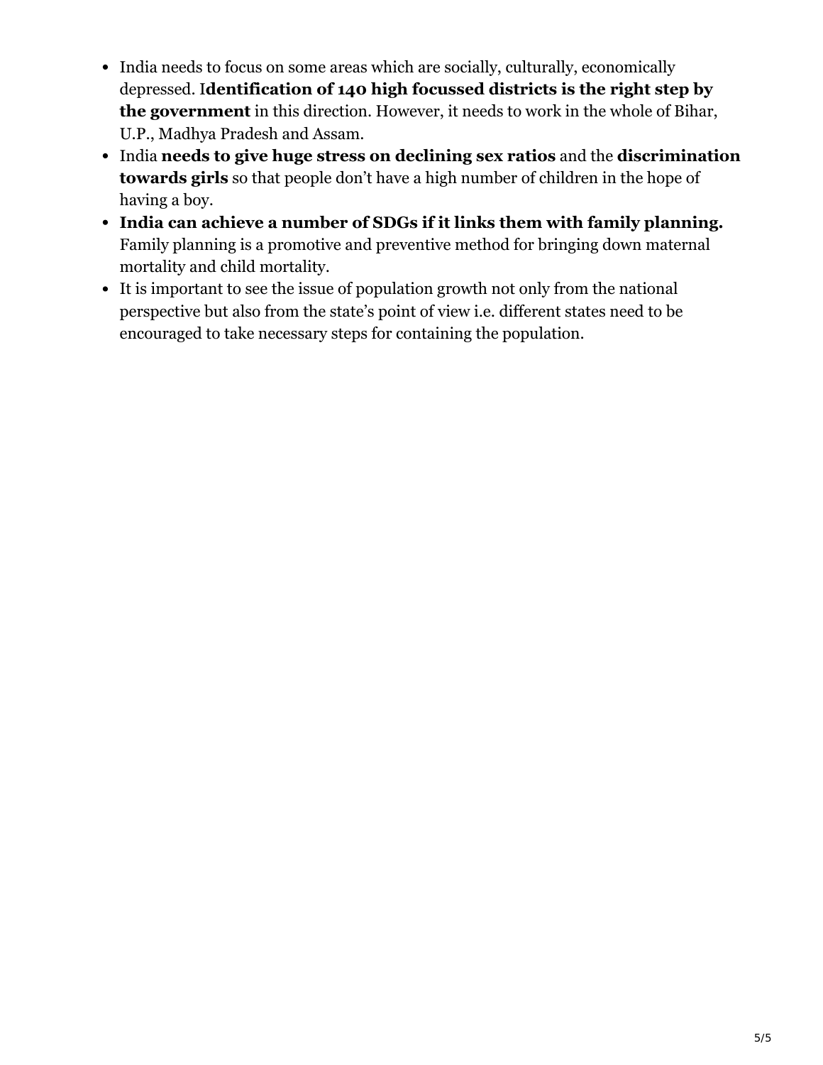- India needs to focus on some areas which are socially, culturally, economically depressed. I**dentification of 140 high focussed districts is the right step by the government** in this direction. However, it needs to work in the whole of Bihar, U.P., Madhya Pradesh and Assam.
- India **needs to give huge stress on declining sex ratios** and the **discrimination towards girls** so that people don't have a high number of children in the hope of having a boy.
- **India can achieve a number of SDGs if it links them with family planning.** Family planning is a promotive and preventive method for bringing down maternal mortality and child mortality.
- It is important to see the issue of population growth not only from the national perspective but also from the state's point of view i.e. different states need to be encouraged to take necessary steps for containing the population.